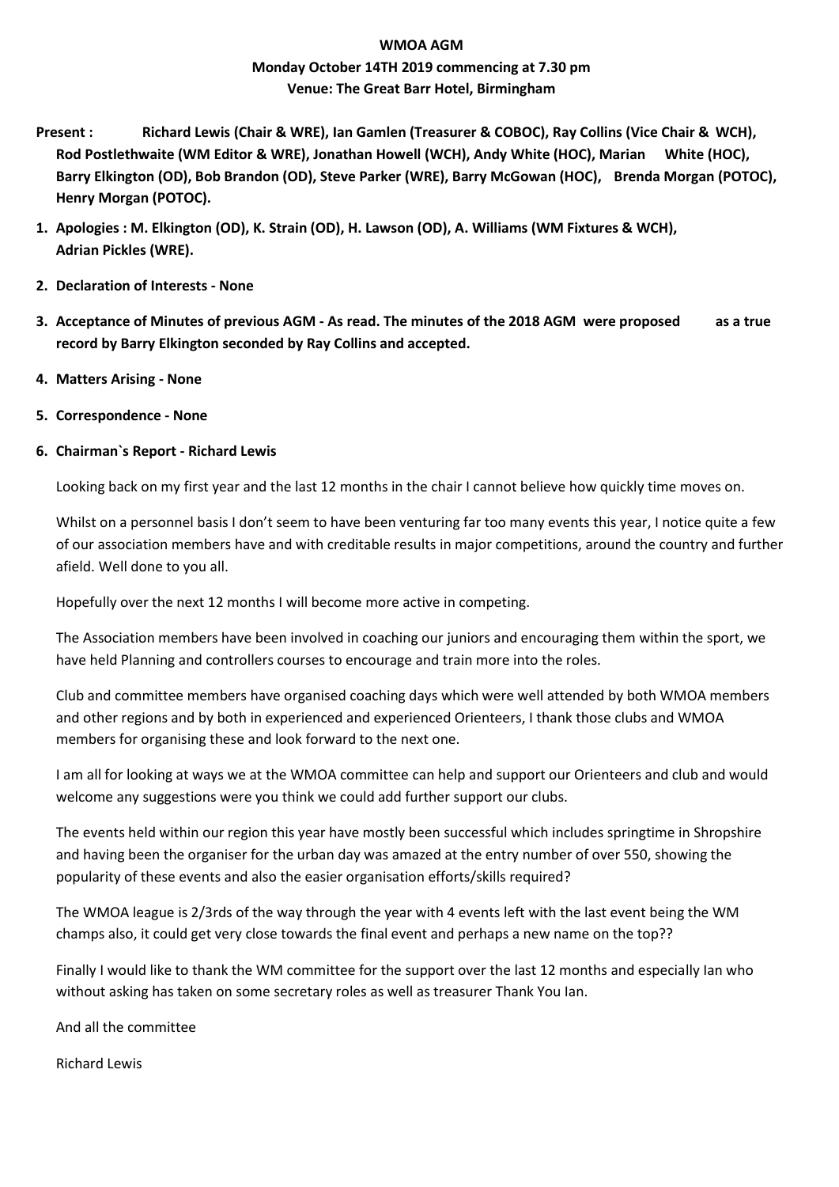**WMOA AGM**

**Monday October 14TH 2019 commencing at 7.30 pm**

**Venue: The Great Barr Hotel, Birmingham**

**Present : Richard Lewis (Chair & WRE), Ian Gamlen (Treasurer & COBOC), Ray Collins (Vice Chair & WCH), Rod Postlethwaite (WM Editor & WRE), Jonathan Howell (WCH), Andy White (HOC), Marian White (HOC), Barry Elkington (OD), Bob Brandon (OD), Steve Parker (WRE), Barry McGowan (HOC), Brenda Morgan (POTOC), Henry Morgan (POTOC).**

1. **Apologies : M. Elkington (OD), K. Strain (OD), H. Lawson (OD), A. Williams (WM Fixtures & WCH), Adrian Pickles (WRE).**
2. **Declaration of Interests - None**
3. **Acceptance of Minutes of previous AGM - As read. The minutes of the 2018 AGM were proposed as a true record by Barry Elkington seconded by Ray Collins and accepted.**
4. **Matters Arising - None**
5. **Correspondence - None**
6. **Chairman`s Report - Richard Lewis**

Looking back on my first year and the last 12 months in the chair I cannot believe how quickly time moves on.

Whilst on a personnel basis I don't seem to have been venturing far too many events this year, I notice quite a few of our association members have and with creditable results in major competitions, around the country and further afield. Well done to you all.

Hopefully over the next 12 months I will become more active in competing.

The Association members have been involved in coaching our juniors and encouraging them within the sport, we have held Planning and controllers courses to encourage and train more into the roles.

Club and committee members have organised coaching days which were well attended by both WMOA members and other regions and by both in experienced and experienced Orienteers, I thank those clubs and WMOA members for organising these and look forward to the next one.

I am all for looking at ways we at the WMOA committee can help and support our Orienteers and club and would welcome any suggestions were you think we could add further support our clubs.

The events held within our region this year have mostly been successful which includes springtime in Shropshire and having been the organiser for the urban day was amazed at the entry number of over 550, showing the popularity of these events and also the easier organisation efforts/skills required?

The WMOA league is 2/3rds of the way through the year with 4 events left with the last event being the WM champs also, it could get very close towards the final event and perhaps a new name on the top??

Finally I would like to thank the WM committee for the support over the last 12 months and especially Ian who without asking has taken on some secretary roles as well as treasurer Thank You Ian.

And all the committee

Richard Lewis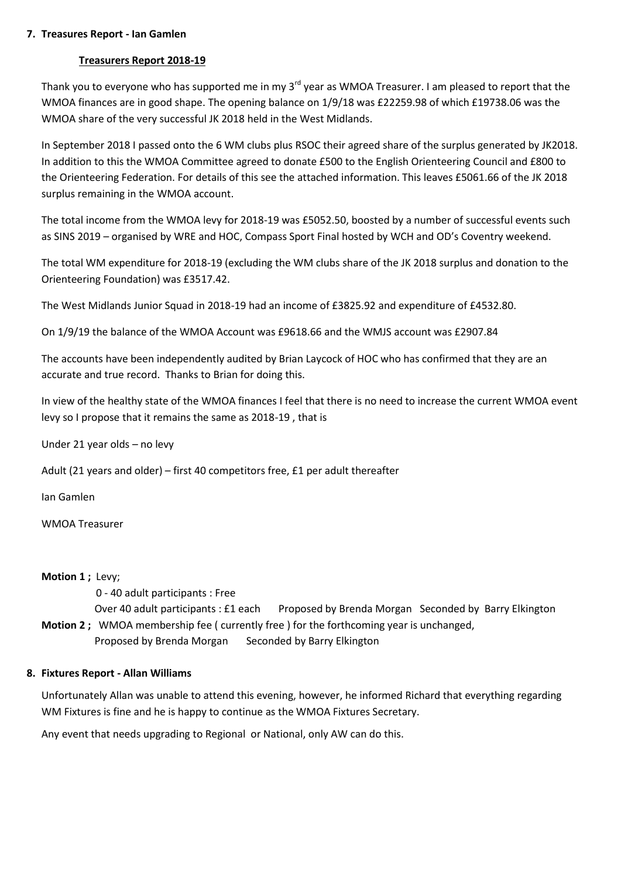**7. Treasures Report - Ian Gamlen**

**Treasurers Report 2018-19**

Thank you to everyone who has supported me in my 3rd year as WMOA Treasurer. I am pleased to report that the WMOA finances are in good shape. The opening balance on 1/9/18 was £22259.98 of which £19738.06 was the WMOA share of the very successful JK 2018 held in the West Midlands.

In September 2018 I passed onto the 6 WM clubs plus RSOC their agreed share of the surplus generated by JK2018. In addition to this the WMOA Committee agreed to donate £500 to the English Orienteering Council and £800 to the Orienteering Federation. For details of this see the attached information. This leaves £5061.66 of the JK 2018 surplus remaining in the WMOA account.

The total income from the WMOA levy for 2018-19 was £5052.50, boosted by a number of successful events such as SINS 2019 – organised by WRE and HOC, Compass Sport Final hosted by WCH and OD's Coventry weekend.

The total WM expenditure for 2018-19 (excluding the WM clubs share of the JK 2018 surplus and donation to the Orienteering Foundation) was £3517.42.

The West Midlands Junior Squad in 2018-19 had an income of £3825.92 and expenditure of £4532.80.

On 1/9/19 the balance of the WMOA Account was £9618.66 and the WMJS account was £2907.84

The accounts have been independently audited by Brian Laycock of HOC who has confirmed that they are an accurate and true record. Thanks to Brian for doing this.

In view of the healthy state of the WMOA finances I feel that there is no need to increase the current WMOA event levy so I propose that it remains the same as 2018-19 , that is

Under 21 year olds – no levy

Adult (21 years and older) – first 40 competitors free, £1 per adult thereafter

Ian Gamlen

WMOA Treasurer

**Motion 1 ;** Levy;
0 - 40 adult participants : Free
Over 40 adult participants : £1 each  Proposed by Brenda Morgan  Seconded by Barry Elkington

**Motion 2 ;** WMOA membership fee ( currently free ) for the forthcoming year is unchanged,
Proposed by Brenda Morgan  Seconded by Barry Elkington

**8. Fixtures Report - Allan Williams**

Unfortunately Allan was unable to attend this evening, however, he informed Richard that everything regarding WM Fixtures is fine and he is happy to continue as the WMOA Fixtures Secretary.

Any event that needs upgrading to Regional or National, only AW can do this.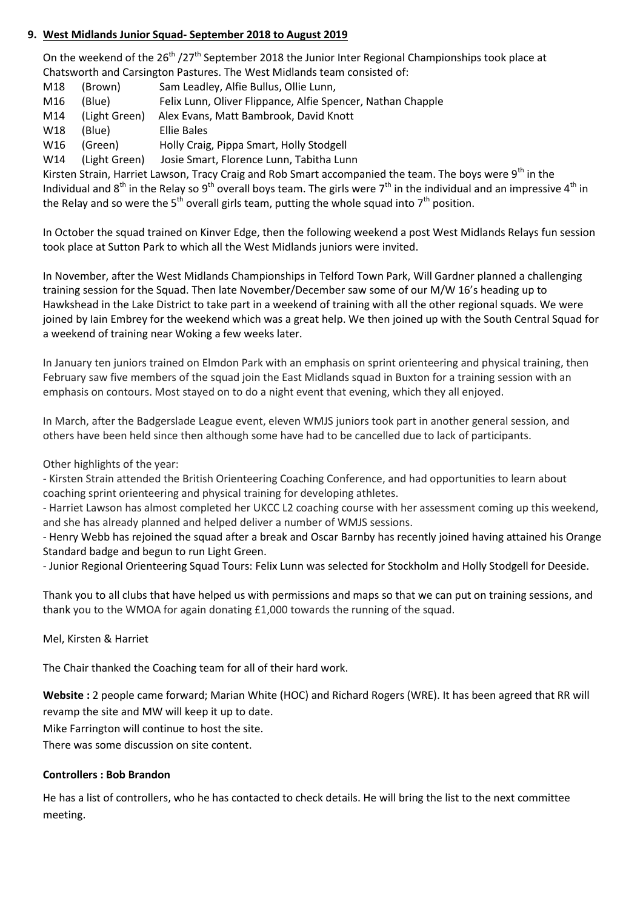## 9. West Midlands Junior Squad- September 2018 to August 2019

On the weekend of the 26th /27th September 2018 the Junior Inter Regional Championships took place at Chatsworth and Carsington Pastures. The West Midlands team consisted of:

| | | |
|---|---|---|
| M18 | (Brown) | Sam Leadley, Alfie Bullus, Ollie Lunn, |
| M16 | (Blue) | Felix Lunn, Oliver Flippance, Alfie Spencer, Nathan Chapple |
| M14 | (Light Green) | Alex Evans, Matt Bambrook, David Knott |
| W18 | (Blue) | Ellie Bales |
| W16 | (Green) | Holly Craig, Pippa Smart, Holly Stodgell |
| W14 | (Light Green) | Josie Smart, Florence Lunn, Tabitha Lunn |

Kirsten Strain, Harriet Lawson, Tracy Craig and Rob Smart accompanied the team. The boys were 9th in the Individual and 8th in the Relay so 9th overall boys team. The girls were 7th in the individual and an impressive 4th in the Relay and so were the 5th overall girls team, putting the whole squad into 7th position.

In October the squad trained on Kinver Edge, then the following weekend a post West Midlands Relays fun session took place at Sutton Park to which all the West Midlands juniors were invited.

In November, after the West Midlands Championships in Telford Town Park, Will Gardner planned a challenging training session for the Squad. Then late November/December saw some of our M/W 16's heading up to Hawkshead in the Lake District to take part in a weekend of training with all the other regional squads. We were joined by Iain Embrey for the weekend which was a great help. We then joined up with the South Central Squad for a weekend of training near Woking a few weeks later.

In January ten juniors trained on Elmdon Park with an emphasis on sprint orienteering and physical training, then February saw five members of the squad join the East Midlands squad in Buxton for a training session with an emphasis on contours. Most stayed on to do a night event that evening, which they all enjoyed.

In March, after the Badgerslade League event, eleven WMJS juniors took part in another general session, and others have been held since then although some have had to be cancelled due to lack of participants.

Other highlights of the year:

- Kirsten Strain attended the British Orienteering Coaching Conference, and had opportunities to learn about coaching sprint orienteering and physical training for developing athletes.
- Harriet Lawson has almost completed her UKCC L2 coaching course with her assessment coming up this weekend, and she has already planned and helped deliver a number of WMJS sessions.
- Henry Webb has rejoined the squad after a break and Oscar Barnby has recently joined having attained his Orange Standard badge and begun to run Light Green.
- Junior Regional Orienteering Squad Tours: Felix Lunn was selected for Stockholm and Holly Stodgell for Deeside.

Thank you to all clubs that have helped us with permissions and maps so that we can put on training sessions, and thank you to the WMOA for again donating £1,000 towards the running of the squad.

Mel, Kirsten & Harriet

The Chair thanked the Coaching team for all of their hard work.

**Website :** 2 people came forward; Marian White (HOC) and Richard Rogers (WRE). It has been agreed that RR will revamp the site and MW will keep it up to date.

Mike Farrington will continue to host the site.

There was some discussion on site content.

**Controllers : Bob Brandon**

He has a list of controllers, who he has contacted to check details. He will bring the list to the next committee meeting.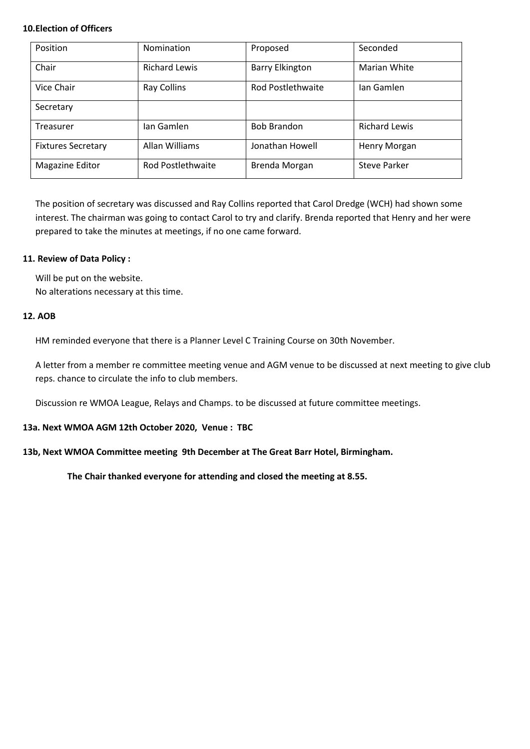**10.Election of Officers**

| Position | Nomination | Proposed | Seconded |
|---|---|---|---|
| Chair | Richard Lewis | Barry Elkington | Marian White |
| Vice Chair | Ray Collins | Rod Postlethwaite | Ian Gamlen |
| Secretary | | | |
| Treasurer | Ian Gamlen | Bob Brandon | Richard Lewis |
| Fixtures Secretary | Allan Williams | Jonathan Howell | Henry Morgan |
| Magazine Editor | Rod Postlethwaite | Brenda Morgan | Steve Parker |

The position of secretary was discussed and Ray Collins reported that Carol Dredge (WCH) had shown some interest. The chairman was going to contact Carol to try and clarify. Brenda reported that Henry and her were prepared to take the minutes at meetings, if no one came forward.

**11. Review of Data Policy :**

Will be put on the website.
No alterations necessary at this time.

**12. AOB**

HM reminded everyone that there is a Planner Level C Training Course on 30th November.

A letter from a member re committee meeting venue and AGM venue to be discussed at next meeting to give club reps. chance to circulate the info to club members.

Discussion re WMOA League, Relays and Champs. to be discussed at future committee meetings.

**13a. Next WMOA AGM 12th October 2020, Venue : TBC**

**13b, Next WMOA Committee meeting 9th December at The Great Barr Hotel, Birmingham.**

**The Chair thanked everyone for attending and closed the meeting at 8.55.**